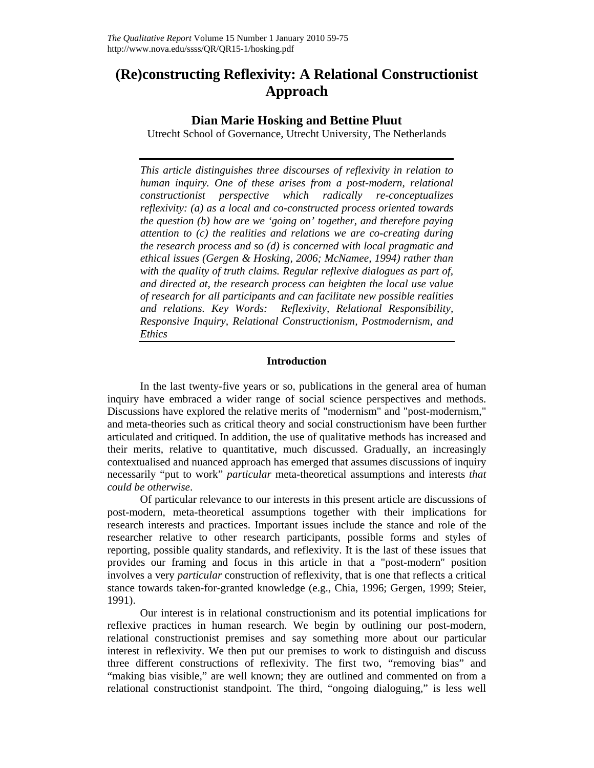# (Re)constructing Reflexivity: A Relational Constructionist Approach

**Dian Marie Hosking and Bettine Pluut**

Utrecht School of Governance, Utrecht University, The Netherlands

*This article distinguishes three discourses of reflexivity in relation to human inquiry. One of these arises from a post-modern, relational constructionist perspective which radically re-conceptualizes reflexivity: (a) as a local and co-constructed process oriented towards the question (b) how are we 'going on' together, and therefore paying attention to (c) the realities and relations we are co-creating during the research process and so (d) is concerned with local pragmatic and ethical issues (Gergen & Hosking, 2006; McNamee, 1994) rather than with the quality of truth claims. Regular reflexive dialogues as part of, and directed at, the research process can heighten the local use value of research for all participants and can facilitate new possible realities and relations. Key Words: Reflexivity, Relational Responsibility, Responsive Inquiry, Relational Constructionism, Postmodernism, and Ethics*

## Introduction

In the last twenty-five years or so, publications in the general area of human inquiry have embraced a wider range of social science perspectives and methods. Discussions have explored the relative merits of "modernism" and "post-modernism," and meta-theories such as critical theory and social constructionism have been further articulated and critiqued. In addition, the use of qualitative methods has increased and their merits, relative to quantitative, much discussed. Gradually, an increasingly contextualised and nuanced approach has emerged that assumes discussions of inquiry necessarily "put to work" *particular* meta-theoretical assumptions and interests *that could be otherwise*.

Of particular relevance to our interests in this present article are discussions of post-modern, meta-theoretical assumptions together with their implications for research interests and practices. Important issues include the stance and role of the researcher relative to other research participants, possible forms and styles of reporting, possible quality standards, and reflexivity. It is the last of these issues that provides our framing and focus in this article in that a "post-modern" position involves a very *particular* construction of reflexivity, that is one that reflects a critical stance towards taken-for-granted knowledge (e.g., Chia, 1996; Gergen, 1999; Steier, 1991).

Our interest is in relational constructionism and its potential implications for reflexive practices in human research. We begin by outlining our post-modern, relational constructionist premises and say something more about our particular interest in reflexivity. We then put our premises to work to distinguish and discuss three different constructions of reflexivity. The first two, "removing bias" and "making bias visible," are well known; they are outlined and commented on from a relational constructionist standpoint. The third, "ongoing dialoguing," is less well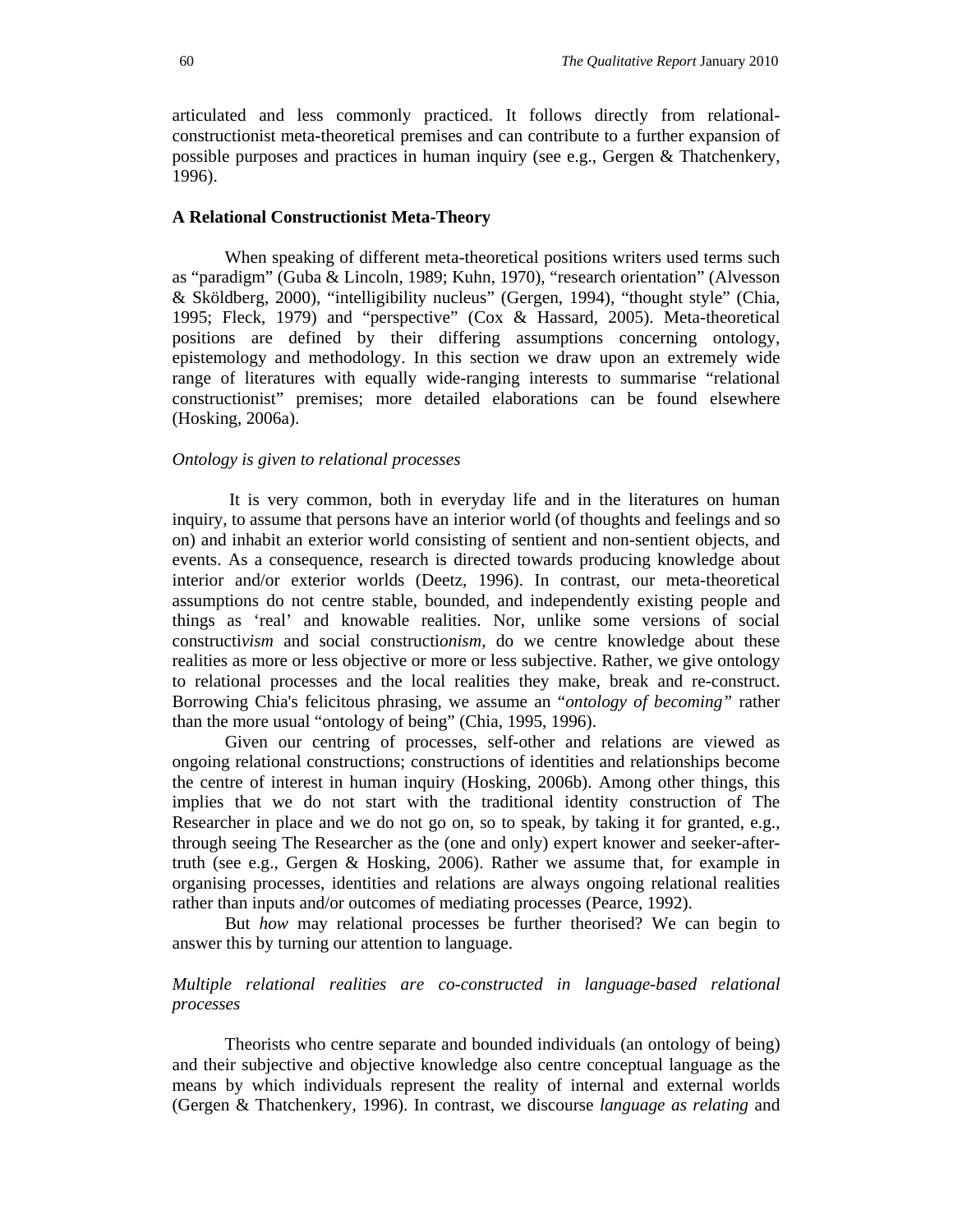articulated and less commonly practiced. It follows directly from relational-constructionist meta-theoretical premises and can contribute to a further expansion of possible purposes and practices in human inquiry (see e.g., Gergen & Thatchenkery, 1996).

**A Relational Constructionist Meta-Theory**

When speaking of different meta-theoretical positions writers used terms such as "paradigm" (Guba & Lincoln, 1989; Kuhn, 1970), "research orientation" (Alvesson & Sköldberg, 2000), "intelligibility nucleus" (Gergen, 1994), "thought style" (Chia, 1995; Fleck, 1979) and "perspective" (Cox & Hassard, 2005). Meta-theoretical positions are defined by their differing assumptions concerning ontology, epistemology and methodology. In this section we draw upon an extremely wide range of literatures with equally wide-ranging interests to summarise "relational constructionist" premises; more detailed elaborations can be found elsewhere (Hosking, 2006a).

*Ontology is given to relational processes*

It is very common, both in everyday life and in the literatures on human inquiry, to assume that persons have an interior world (of thoughts and feelings and so on) and inhabit an exterior world consisting of sentient and non-sentient objects, and events. As a consequence, research is directed towards producing knowledge about interior and/or exterior worlds (Deetz, 1996). In contrast, our meta-theoretical assumptions do not centre stable, bounded, and independently existing people and things as 'real' and knowable realities. Nor, unlike some versions of social construct*ivism* and social construction*ism*, do we centre knowledge about these realities as more or less objective or more or less subjective. Rather, we give ontology to relational processes and the local realities they make, break and re-construct. Borrowing Chia's felicitous phrasing, we assume an "*ontology of becoming*" rather than the more usual "ontology of being" (Chia, 1995, 1996).

Given our centring of processes, self-other and relations are viewed as ongoing relational constructions; constructions of identities and relationships become the centre of interest in human inquiry (Hosking, 2006b). Among other things, this implies that we do not start with the traditional identity construction of The Researcher in place and we do not go on, so to speak, by taking it for granted, e.g., through seeing The Researcher as the (one and only) expert knower and seeker-after-truth (see e.g., Gergen & Hosking, 2006). Rather we assume that, for example in organising processes, identities and relations are always ongoing relational realities rather than inputs and/or outcomes of mediating processes (Pearce, 1992).

But *how* may relational processes be further theorised? We can begin to answer this by turning our attention to language.

*Multiple relational realities are co-constructed in language-based relational processes*

Theorists who centre separate and bounded individuals (an ontology of being) and their subjective and objective knowledge also centre conceptual language as the means by which individuals represent the reality of internal and external worlds (Gergen & Thatchenkery, 1996). In contrast, we discourse *language as relating* and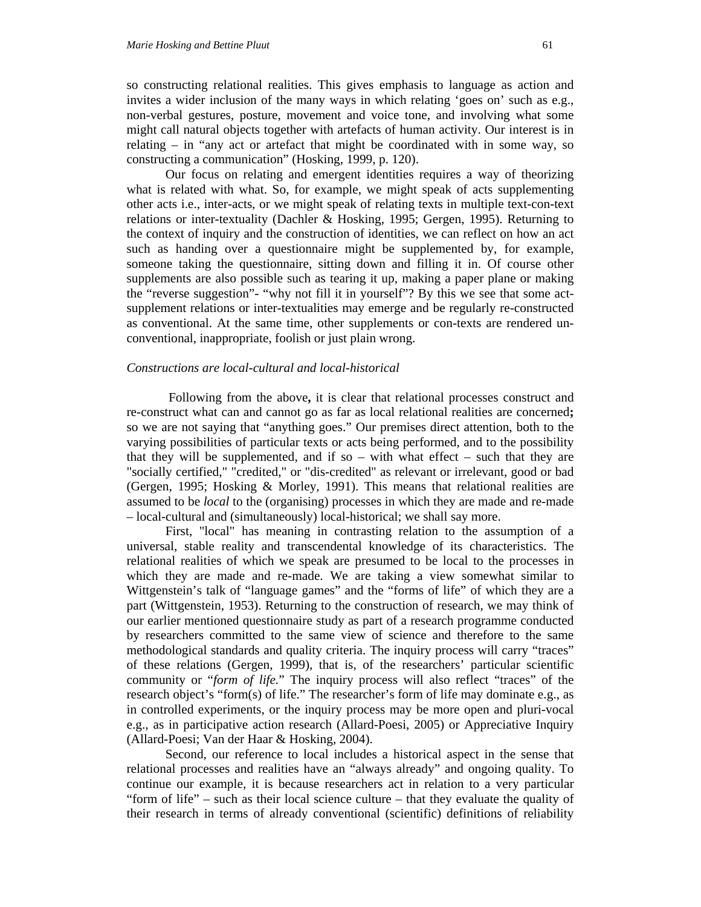so constructing relational realities. This gives emphasis to language as action and invites a wider inclusion of the many ways in which relating 'goes on' such as e.g., non-verbal gestures, posture, movement and voice tone, and involving what some might call natural objects together with artefacts of human activity. Our interest is in relating – in "any act or artefact that might be coordinated with in some way, so constructing a communication" (Hosking, 1999, p. 120).

Our focus on relating and emergent identities requires a way of theorizing what is related with what. So, for example, we might speak of acts supplementing other acts i.e., inter-acts, or we might speak of relating texts in multiple text-con-text relations or inter-textuality (Dachler & Hosking, 1995; Gergen, 1995). Returning to the context of inquiry and the construction of identities, we can reflect on how an act such as handing over a questionnaire might be supplemented by, for example, someone taking the questionnaire, sitting down and filling it in. Of course other supplements are also possible such as tearing it up, making a paper plane or making the "reverse suggestion"- "why not fill it in yourself"? By this we see that some act-supplement relations or inter-textualities may emerge and be regularly re-constructed as conventional. At the same time, other supplements or con-texts are rendered un-conventional, inappropriate, foolish or just plain wrong.

*Constructions are local-cultural and local-historical*

Following from the above**,** it is clear that relational processes construct and re-construct what can and cannot go as far as local relational realities are concerned**;** so we are not saying that "anything goes." Our premises direct attention, both to the varying possibilities of particular texts or acts being performed, and to the possibility that they will be supplemented, and if so – with what effect – such that they are "socially certified," "credited," or "dis-credited" as relevant or irrelevant, good or bad (Gergen, 1995; Hosking & Morley, 1991). This means that relational realities are assumed to be *local* to the (organising) processes in which they are made and re-made – local-cultural and (simultaneously) local-historical; we shall say more.

First, "local" has meaning in contrasting relation to the assumption of a universal, stable reality and transcendental knowledge of its characteristics. The relational realities of which we speak are presumed to be local to the processes in which they are made and re-made. We are taking a view somewhat similar to Wittgenstein's talk of "language games" and the "forms of life" of which they are a part (Wittgenstein, 1953). Returning to the construction of research, we may think of our earlier mentioned questionnaire study as part of a research programme conducted by researchers committed to the same view of science and therefore to the same methodological standards and quality criteria. The inquiry process will carry "traces" of these relations (Gergen, 1999), that is, of the researchers' particular scientific community or "*form of life*." The inquiry process will also reflect "traces" of the research object's "form(s) of life." The researcher's form of life may dominate e.g., as in controlled experiments, or the inquiry process may be more open and pluri-vocal e.g., as in participative action research (Allard-Poesi, 2005) or Appreciative Inquiry (Allard-Poesi; Van der Haar & Hosking, 2004).

Second, our reference to local includes a historical aspect in the sense that relational processes and realities have an "always already" and ongoing quality. To continue our example, it is because researchers act in relation to a very particular "form of life" – such as their local science culture – that they evaluate the quality of their research in terms of already conventional (scientific) definitions of reliability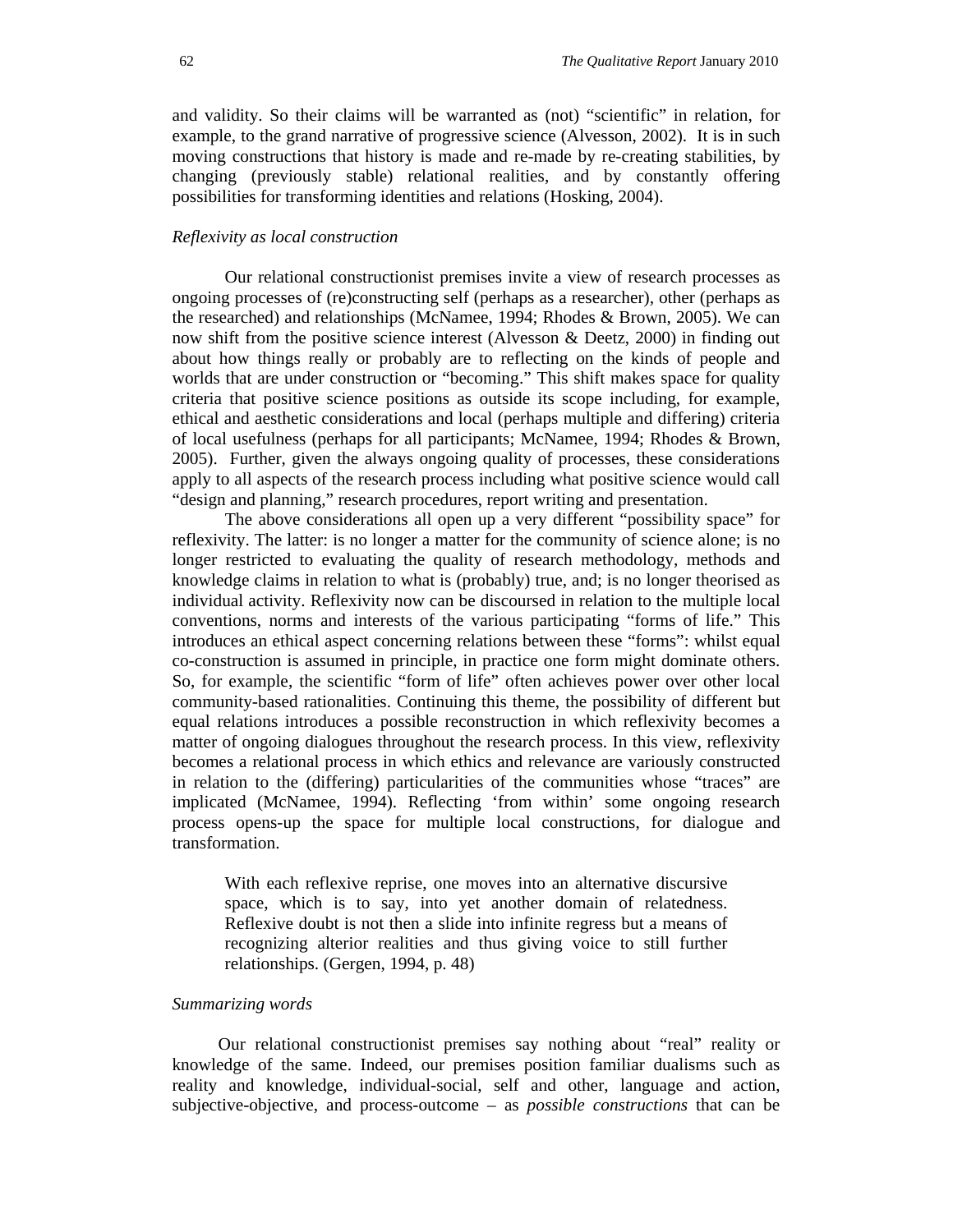and validity. So their claims will be warranted as (not) "scientific" in relation, for example, to the grand narrative of progressive science (Alvesson, 2002). It is in such moving constructions that history is made and re-made by re-creating stabilities, by changing (previously stable) relational realities, and by constantly offering possibilities for transforming identities and relations (Hosking, 2004).

### *Reflexivity as local construction*

Our relational constructionist premises invite a view of research processes as ongoing processes of (re)constructing self (perhaps as a researcher), other (perhaps as the researched) and relationships (McNamee, 1994; Rhodes & Brown, 2005). We can now shift from the positive science interest (Alvesson & Deetz, 2000) in finding out about how things really or probably are to reflecting on the kinds of people and worlds that are under construction or "becoming." This shift makes space for quality criteria that positive science positions as outside its scope including, for example, ethical and aesthetic considerations and local (perhaps multiple and differing) criteria of local usefulness (perhaps for all participants; McNamee, 1994; Rhodes & Brown, 2005). Further, given the always ongoing quality of processes, these considerations apply to all aspects of the research process including what positive science would call "design and planning," research procedures, report writing and presentation.

The above considerations all open up a very different "possibility space" for reflexivity. The latter: is no longer a matter for the community of science alone; is no longer restricted to evaluating the quality of research methodology, methods and knowledge claims in relation to what is (probably) true, and; is no longer theorised as individual activity. Reflexivity now can be discoursed in relation to the multiple local conventions, norms and interests of the various participating "forms of life." This introduces an ethical aspect concerning relations between these "forms": whilst equal co-construction is assumed in principle, in practice one form might dominate others. So, for example, the scientific "form of life" often achieves power over other local community-based rationalities. Continuing this theme, the possibility of different but equal relations introduces a possible reconstruction in which reflexivity becomes a matter of ongoing dialogues throughout the research process. In this view, reflexivity becomes a relational process in which ethics and relevance are variously constructed in relation to the (differing) particularities of the communities whose "traces" are implicated (McNamee, 1994). Reflecting 'from within' some ongoing research process opens-up the space for multiple local constructions, for dialogue and transformation.

> With each reflexive reprise, one moves into an alternative discursive space, which is to say, into yet another domain of relatedness. Reflexive doubt is not then a slide into infinite regress but a means of recognizing alterior realities and thus giving voice to still further relationships. (Gergen, 1994, p. 48)

### *Summarizing words*

Our relational constructionist premises say nothing about "real" reality or knowledge of the same. Indeed, our premises position familiar dualisms such as reality and knowledge, individual-social, self and other, language and action, subjective-objective, and process-outcome – as *possible constructions* that can be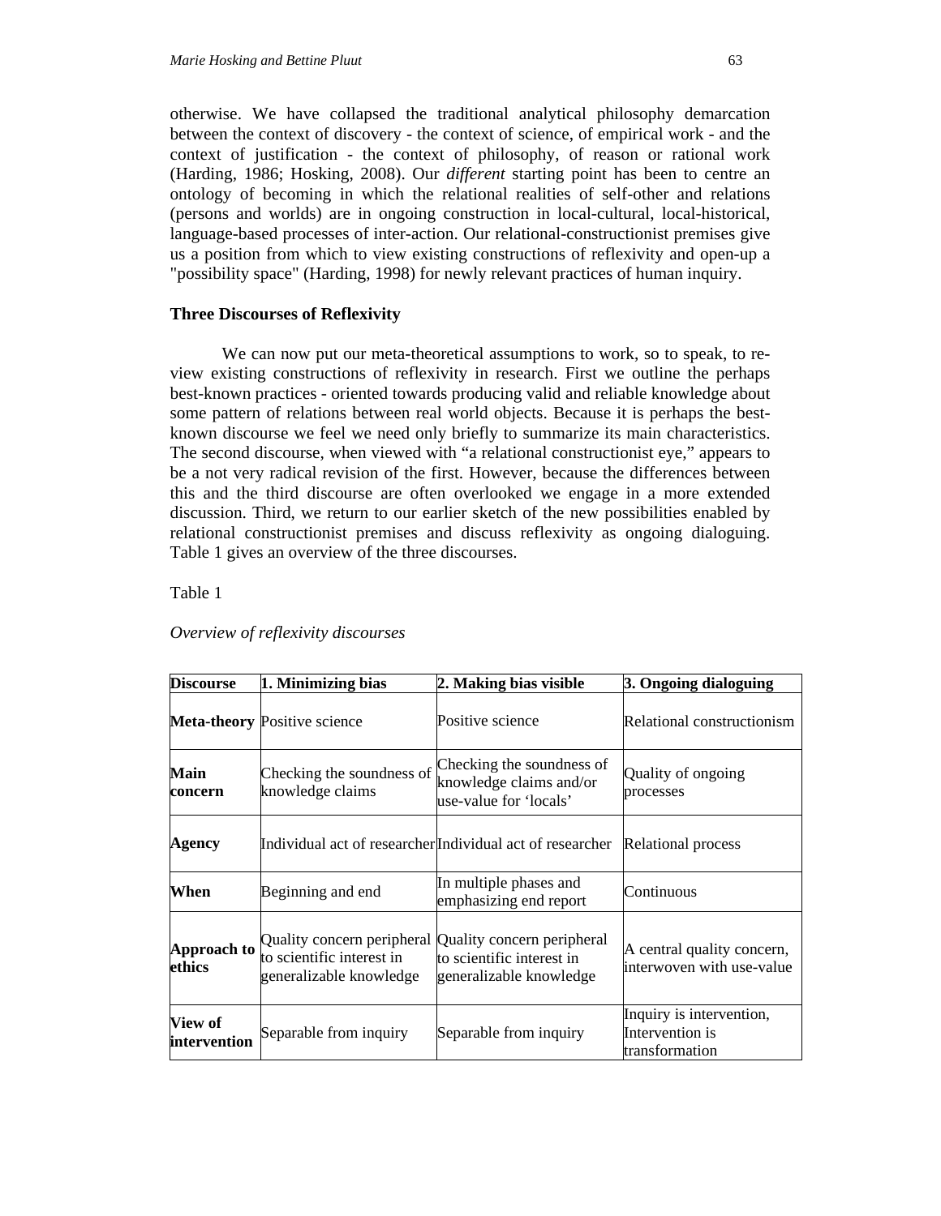otherwise. We have collapsed the traditional analytical philosophy demarcation between the context of discovery - the context of science, of empirical work - and the context of justification - the context of philosophy, of reason or rational work (Harding, 1986; Hosking, 2008). Our *different* starting point has been to centre an ontology of becoming in which the relational realities of self-other and relations (persons and worlds) are in ongoing construction in local-cultural, local-historical, language-based processes of inter-action. Our relational-constructionist premises give us a position from which to view existing constructions of reflexivity and open-up a "possibility space" (Harding, 1998) for newly relevant practices of human inquiry.

## Three Discourses of Reflexivity

We can now put our meta-theoretical assumptions to work, so to speak, to re-view existing constructions of reflexivity in research. First we outline the perhaps best-known practices - oriented towards producing valid and reliable knowledge about some pattern of relations between real world objects. Because it is perhaps the best-known discourse we feel we need only briefly to summarize its main characteristics. The second discourse, when viewed with "a relational constructionist eye," appears to be a not very radical revision of the first. However, because the differences between this and the third discourse are often overlooked we engage in a more extended discussion. Third, we return to our earlier sketch of the new possibilities enabled by relational constructionist premises and discuss reflexivity as ongoing dialoguing. Table 1 gives an overview of the three discourses.

Table 1

*Overview of reflexivity discourses*

| **Discourse** | **1. Minimizing bias** | **2. Making bias visible** | **3. Ongoing dialoguing** |
|---|---|---|---|
| **Meta-theory** | Positive science | Positive science | Relational constructionism |
| **Main concern** | Checking the soundness of knowledge claims | Checking the soundness of knowledge claims and/or use-value for 'locals' | Quality of ongoing processes |
| **Agency** | Individual act of researcher | Individual act of researcher | Relational process |
| **When** | Beginning and end | In multiple phases and emphasizing end report | Continuous |
| **Approach to ethics** | Quality concern peripheral to scientific interest in generalizable knowledge | Quality concern peripheral to scientific interest in generalizable knowledge | A central quality concern, interwoven with use-value |
| **View of intervention** | Separable from inquiry | Separable from inquiry | Inquiry is intervention, Intervention is transformation |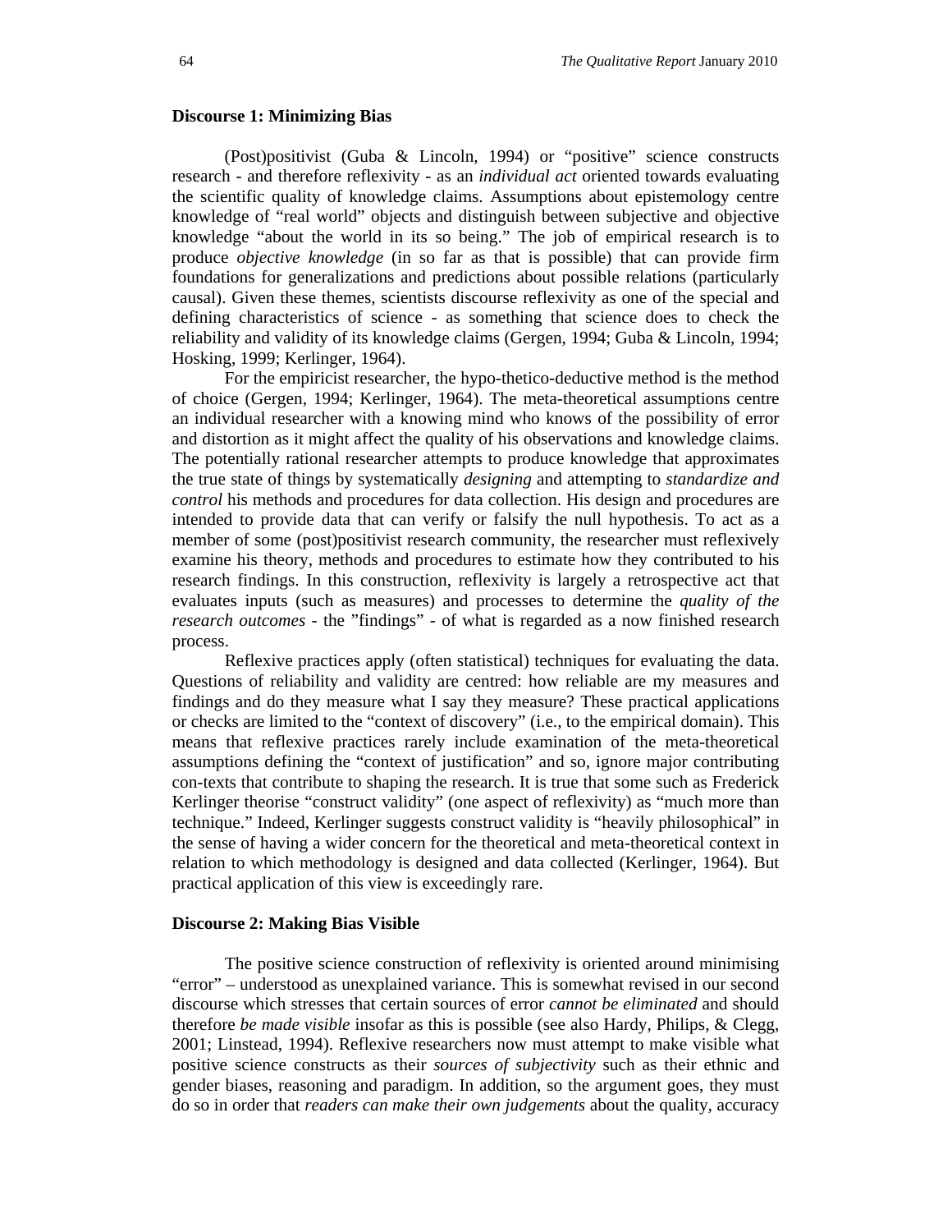**Discourse 1: Minimizing Bias**

(Post)positivist (Guba & Lincoln, 1994) or "positive" science constructs research - and therefore reflexivity - as an *individual act* oriented towards evaluating the scientific quality of knowledge claims. Assumptions about epistemology centre knowledge of "real world" objects and distinguish between subjective and objective knowledge "about the world in its so being." The job of empirical research is to produce *objective knowledge* (in so far as that is possible) that can provide firm foundations for generalizations and predictions about possible relations (particularly causal). Given these themes, scientists discourse reflexivity as one of the special and defining characteristics of science - as something that science does to check the reliability and validity of its knowledge claims (Gergen, 1994; Guba & Lincoln, 1994; Hosking, 1999; Kerlinger, 1964).

For the empiricist researcher, the hypo-thetico-deductive method is the method of choice (Gergen, 1994; Kerlinger, 1964). The meta-theoretical assumptions centre an individual researcher with a knowing mind who knows of the possibility of error and distortion as it might affect the quality of his observations and knowledge claims. The potentially rational researcher attempts to produce knowledge that approximates the true state of things by systematically *designing* and attempting to *standardize and control* his methods and procedures for data collection. His design and procedures are intended to provide data that can verify or falsify the null hypothesis. To act as a member of some (post)positivist research community, the researcher must reflexively examine his theory, methods and procedures to estimate how they contributed to his research findings. In this construction, reflexivity is largely a retrospective act that evaluates inputs (such as measures) and processes to determine the *quality of the research outcomes* - the "findings" - of what is regarded as a now finished research process.

Reflexive practices apply (often statistical) techniques for evaluating the data. Questions of reliability and validity are centred: how reliable are my measures and findings and do they measure what I say they measure? These practical applications or checks are limited to the "context of discovery" (i.e., to the empirical domain). This means that reflexive practices rarely include examination of the meta-theoretical assumptions defining the "context of justification" and so, ignore major contributing con-texts that contribute to shaping the research. It is true that some such as Frederick Kerlinger theorise "construct validity" (one aspect of reflexivity) as "much more than technique." Indeed, Kerlinger suggests construct validity is "heavily philosophical" in the sense of having a wider concern for the theoretical and meta-theoretical context in relation to which methodology is designed and data collected (Kerlinger, 1964). But practical application of this view is exceedingly rare.

**Discourse 2: Making Bias Visible**

The positive science construction of reflexivity is oriented around minimising "error" – understood as unexplained variance. This is somewhat revised in our second discourse which stresses that certain sources of error *cannot be eliminated* and should therefore *be made visible* insofar as this is possible (see also Hardy, Philips, & Clegg, 2001; Linstead, 1994). Reflexive researchers now must attempt to make visible what positive science constructs as their *sources of subjectivity* such as their ethnic and gender biases, reasoning and paradigm. In addition, so the argument goes, they must do so in order that *readers can make their own judgements* about the quality, accuracy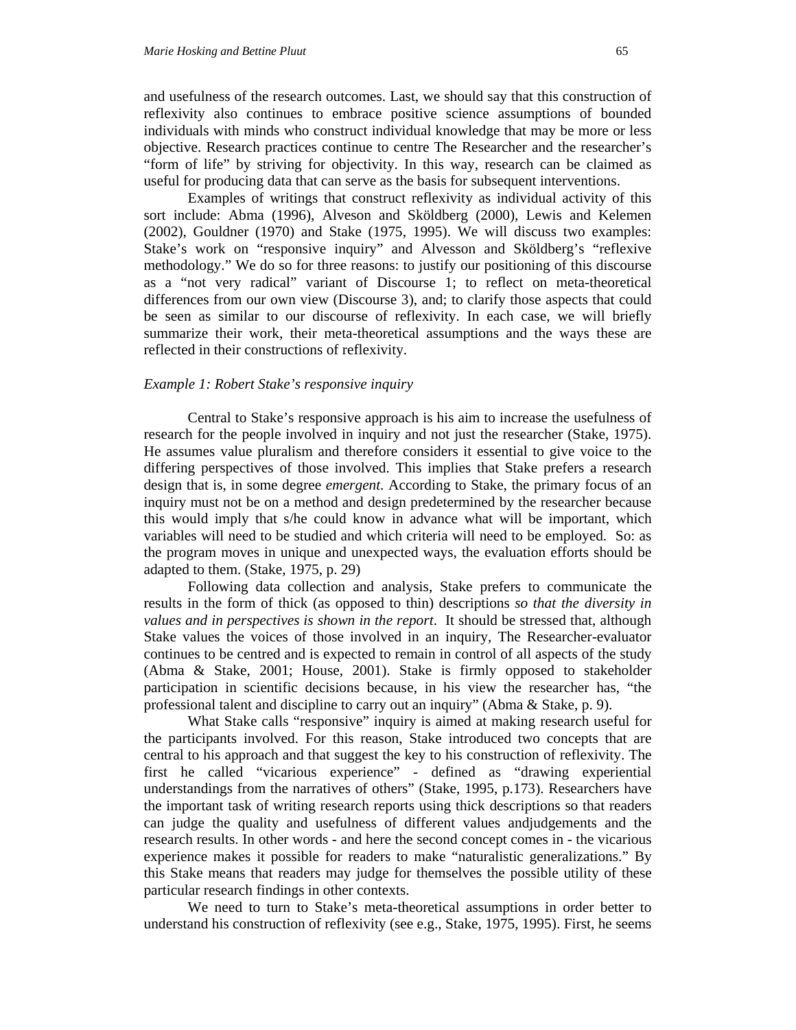and usefulness of the research outcomes. Last, we should say that this construction of reflexivity also continues to embrace positive science assumptions of bounded individuals with minds who construct individual knowledge that may be more or less objective. Research practices continue to centre The Researcher and the researcher's "form of life" by striving for objectivity. In this way, research can be claimed as useful for producing data that can serve as the basis for subsequent interventions.

Examples of writings that construct reflexivity as individual activity of this sort include: Abma (1996), Alveson and Sköldberg (2000), Lewis and Kelemen (2002), Gouldner (1970) and Stake (1975, 1995). We will discuss two examples: Stake's work on "responsive inquiry" and Alvesson and Sköldberg's "reflexive methodology." We do so for three reasons: to justify our positioning of this discourse as a "not very radical" variant of Discourse 1; to reflect on meta-theoretical differences from our own view (Discourse 3), and; to clarify those aspects that could be seen as similar to our discourse of reflexivity. In each case, we will briefly summarize their work, their meta-theoretical assumptions and the ways these are reflected in their constructions of reflexivity.

*Example 1: Robert Stake's responsive inquiry*

Central to Stake's responsive approach is his aim to increase the usefulness of research for the people involved in inquiry and not just the researcher (Stake, 1975). He assumes value pluralism and therefore considers it essential to give voice to the differing perspectives of those involved. This implies that Stake prefers a research design that is, in some degree *emergent*. According to Stake, the primary focus of an inquiry must not be on a method and design predetermined by the researcher because this would imply that s/he could know in advance what will be important, which variables will need to be studied and which criteria will need to be employed. So: as the program moves in unique and unexpected ways, the evaluation efforts should be adapted to them. (Stake, 1975, p. 29)

Following data collection and analysis, Stake prefers to communicate the results in the form of thick (as opposed to thin) descriptions *so that the diversity in values and in perspectives is shown in the report*. It should be stressed that, although Stake values the voices of those involved in an inquiry, The Researcher-evaluator continues to be centred and is expected to remain in control of all aspects of the study (Abma & Stake, 2001; House, 2001). Stake is firmly opposed to stakeholder participation in scientific decisions because, in his view the researcher has, "the professional talent and discipline to carry out an inquiry" (Abma & Stake, p. 9).

What Stake calls "responsive" inquiry is aimed at making research useful for the participants involved. For this reason, Stake introduced two concepts that are central to his approach and that suggest the key to his construction of reflexivity. The first he called "vicarious experience" - defined as "drawing experiential understandings from the narratives of others" (Stake, 1995, p.173). Researchers have the important task of writing research reports using thick descriptions so that readers can judge the quality and usefulness of different values andjudgements and the research results. In other words - and here the second concept comes in - the vicarious experience makes it possible for readers to make "naturalistic generalizations." By this Stake means that readers may judge for themselves the possible utility of these particular research findings in other contexts.

We need to turn to Stake's meta-theoretical assumptions in order better to understand his construction of reflexivity (see e.g., Stake, 1975, 1995). First, he seems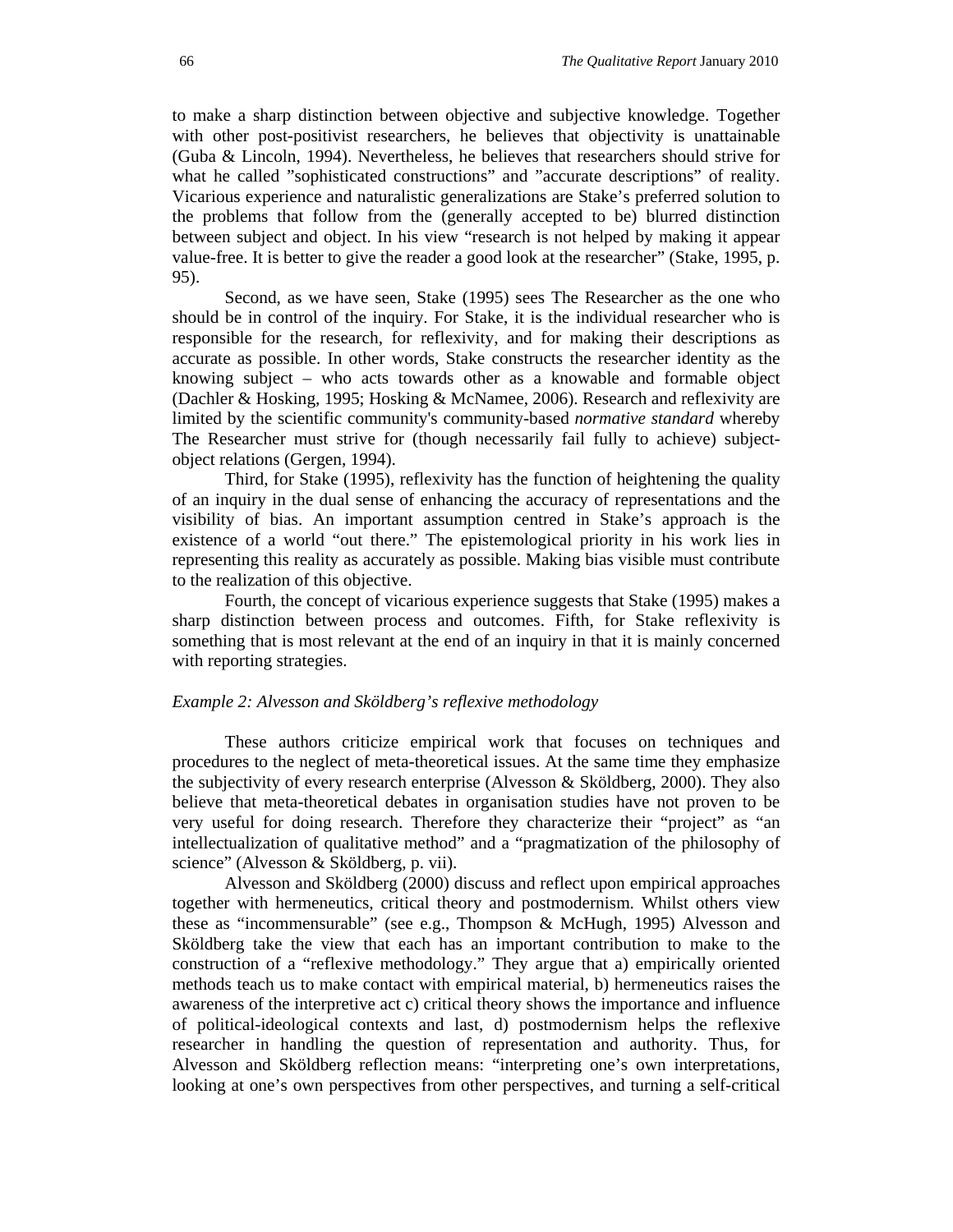to make a sharp distinction between objective and subjective knowledge. Together with other post-positivist researchers, he believes that objectivity is unattainable (Guba & Lincoln, 1994). Nevertheless, he believes that researchers should strive for what he called ”sophisticated constructions” and ”accurate descriptions” of reality. Vicarious experience and naturalistic generalizations are Stake’s preferred solution to the problems that follow from the (generally accepted to be) blurred distinction between subject and object. In his view “research is not helped by making it appear value-free. It is better to give the reader a good look at the researcher” (Stake, 1995, p. 95).

Second, as we have seen, Stake (1995) sees The Researcher as the one who should be in control of the inquiry. For Stake, it is the individual researcher who is responsible for the research, for reflexivity, and for making their descriptions as accurate as possible. In other words, Stake constructs the researcher identity as the knowing subject – who acts towards other as a knowable and formable object (Dachler & Hosking, 1995; Hosking & McNamee, 2006). Research and reflexivity are limited by the scientific community's community-based *normative standard* whereby The Researcher must strive for (though necessarily fail fully to achieve) subject-object relations (Gergen, 1994).

Third, for Stake (1995), reflexivity has the function of heightening the quality of an inquiry in the dual sense of enhancing the accuracy of representations and the visibility of bias. An important assumption centred in Stake’s approach is the existence of a world “out there.” The epistemological priority in his work lies in representing this reality as accurately as possible. Making bias visible must contribute to the realization of this objective.

Fourth, the concept of vicarious experience suggests that Stake (1995) makes a sharp distinction between process and outcomes. Fifth, for Stake reflexivity is something that is most relevant at the end of an inquiry in that it is mainly concerned with reporting strategies.

*Example 2: Alvesson and Sköldberg’s reflexive methodology*

These authors criticize empirical work that focuses on techniques and procedures to the neglect of meta-theoretical issues. At the same time they emphasize the subjectivity of every research enterprise (Alvesson & Sköldberg, 2000). They also believe that meta-theoretical debates in organisation studies have not proven to be very useful for doing research. Therefore they characterize their “project” as “an intellectualization of qualitative method” and a “pragmatization of the philosophy of science” (Alvesson & Sköldberg, p. vii).

Alvesson and Sköldberg (2000) discuss and reflect upon empirical approaches together with hermeneutics, critical theory and postmodernism. Whilst others view these as “incommensurable” (see e.g., Thompson & McHugh, 1995) Alvesson and Sköldberg take the view that each has an important contribution to make to the construction of a “reflexive methodology.” They argue that a) empirically oriented methods teach us to make contact with empirical material, b) hermeneutics raises the awareness of the interpretive act c) critical theory shows the importance and influence of political-ideological contexts and last, d) postmodernism helps the reflexive researcher in handling the question of representation and authority. Thus, for Alvesson and Sköldberg reflection means: “interpreting one’s own interpretations, looking at one’s own perspectives from other perspectives, and turning a self-critical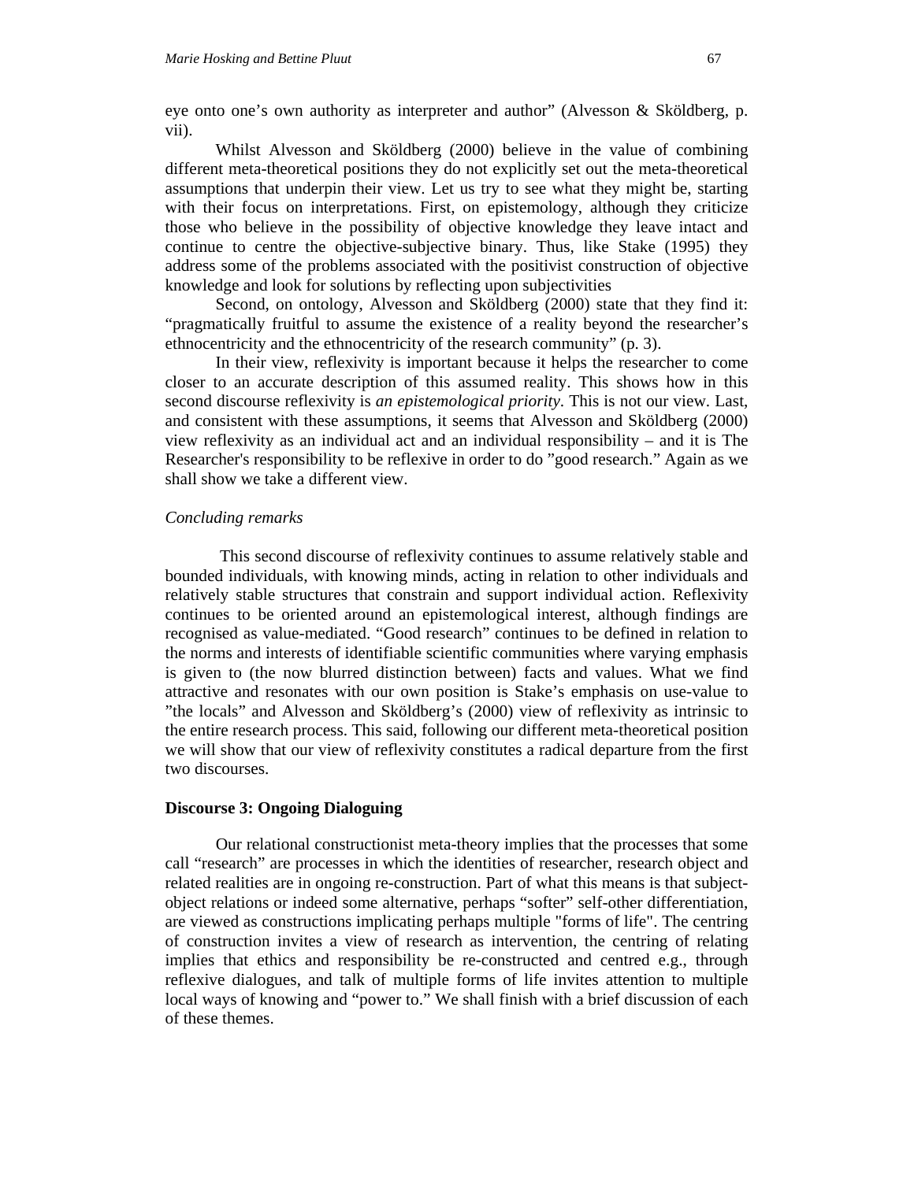eye onto one’s own authority as interpreter and author” (Alvesson & Sköldberg, p. vii).

Whilst Alvesson and Sköldberg (2000) believe in the value of combining different meta-theoretical positions they do not explicitly set out the meta-theoretical assumptions that underpin their view. Let us try to see what they might be, starting with their focus on interpretations. First, on epistemology, although they criticize those who believe in the possibility of objective knowledge they leave intact and continue to centre the objective-subjective binary. Thus, like Stake (1995) they address some of the problems associated with the positivist construction of objective knowledge and look for solutions by reflecting upon subjectivities

Second, on ontology, Alvesson and Sköldberg (2000) state that they find it: “pragmatically fruitful to assume the existence of a reality beyond the researcher’s ethnocentricity and the ethnocentricity of the research community” (p. 3).

In their view, reflexivity is important because it helps the researcher to come closer to an accurate description of this assumed reality. This shows how in this second discourse reflexivity is *an epistemological priority*. This is not our view. Last, and consistent with these assumptions, it seems that Alvesson and Sköldberg (2000) view reflexivity as an individual act and an individual responsibility – and it is The Researcher's responsibility to be reflexive in order to do ”good research.” Again as we shall show we take a different view.

*Concluding remarks*

This second discourse of reflexivity continues to assume relatively stable and bounded individuals, with knowing minds, acting in relation to other individuals and relatively stable structures that constrain and support individual action. Reflexivity continues to be oriented around an epistemological interest, although findings are recognised as value-mediated. “Good research” continues to be defined in relation to the norms and interests of identifiable scientific communities where varying emphasis is given to (the now blurred distinction between) facts and values. What we find attractive and resonates with our own position is Stake’s emphasis on use-value to ”the locals” and Alvesson and Sköldberg’s (2000) view of reflexivity as intrinsic to the entire research process. This said, following our different meta-theoretical position we will show that our view of reflexivity constitutes a radical departure from the first two discourses.

**Discourse 3: Ongoing Dialoguing**

Our relational constructionist meta-theory implies that the processes that some call “research” are processes in which the identities of researcher, research object and related realities are in ongoing re-construction. Part of what this means is that subject-object relations or indeed some alternative, perhaps “softer” self-other differentiation, are viewed as constructions implicating perhaps multiple "forms of life". The centring of construction invites a view of research as intervention, the centring of relating implies that ethics and responsibility be re-constructed and centred e.g., through reflexive dialogues, and talk of multiple forms of life invites attention to multiple local ways of knowing and “power to.” We shall finish with a brief discussion of each of these themes.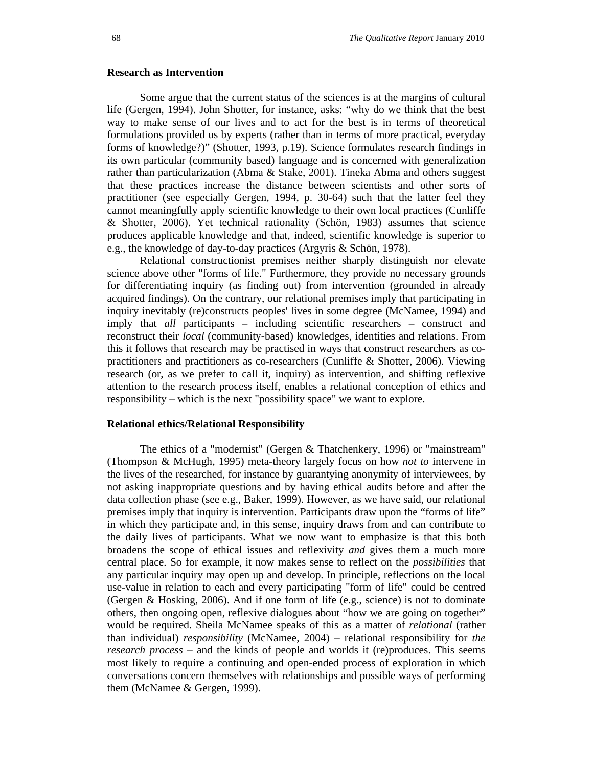### Research as Intervention

Some argue that the current status of the sciences is at the margins of cultural life (Gergen, 1994). John Shotter, for instance, asks: "why do we think that the best way to make sense of our lives and to act for the best is in terms of theoretical formulations provided us by experts (rather than in terms of more practical, everyday forms of knowledge?)" (Shotter, 1993, p.19). Science formulates research findings in its own particular (community based) language and is concerned with generalization rather than particularization (Abma & Stake, 2001). Tineka Abma and others suggest that these practices increase the distance between scientists and other sorts of practitioner (see especially Gergen, 1994, p. 30-64) such that the latter feel they cannot meaningfully apply scientific knowledge to their own local practices (Cunliffe & Shotter, 2006). Yet technical rationality (Schön, 1983) assumes that science produces applicable knowledge and that, indeed, scientific knowledge is superior to e.g., the knowledge of day-to-day practices (Argyris & Schön, 1978).

Relational constructionist premises neither sharply distinguish nor elevate science above other "forms of life." Furthermore, they provide no necessary grounds for differentiating inquiry (as finding out) from intervention (grounded in already acquired findings). On the contrary, our relational premises imply that participating in inquiry inevitably (re)constructs peoples' lives in some degree (McNamee, 1994) and imply that *all* participants – including scientific researchers – construct and reconstruct their *local* (community-based) knowledges, identities and relations. From this it follows that research may be practised in ways that construct researchers as co-practitioners and practitioners as co-researchers (Cunliffe & Shotter, 2006). Viewing research (or, as we prefer to call it, inquiry) as intervention, and shifting reflexive attention to the research process itself, enables a relational conception of ethics and responsibility – which is the next "possibility space" we want to explore.

### Relational ethics/Relational Responsibility

The ethics of a "modernist" (Gergen & Thatchenkery, 1996) or "mainstream" (Thompson & McHugh, 1995) meta-theory largely focus on how *not to* intervene in the lives of the researched, for instance by guarantying anonymity of interviewees, by not asking inappropriate questions and by having ethical audits before and after the data collection phase (see e.g., Baker, 1999). However, as we have said, our relational premises imply that inquiry is intervention. Participants draw upon the "forms of life" in which they participate and, in this sense, inquiry draws from and can contribute to the daily lives of participants. What we now want to emphasize is that this both broadens the scope of ethical issues and reflexivity *and* gives them a much more central place. So for example, it now makes sense to reflect on the *possibilities* that any particular inquiry may open up and develop. In principle, reflections on the local use-value in relation to each and every participating "form of life" could be centred (Gergen & Hosking, 2006). And if one form of life (e.g., science) is not to dominate others, then ongoing open, reflexive dialogues about "how we are going on together" would be required. Sheila McNamee speaks of this as a matter of *relational* (rather than individual) *responsibility* (McNamee, 2004) – relational responsibility for *the research process* – and the kinds of people and worlds it (re)produces. This seems most likely to require a continuing and open-ended process of exploration in which conversations concern themselves with relationships and possible ways of performing them (McNamee & Gergen, 1999).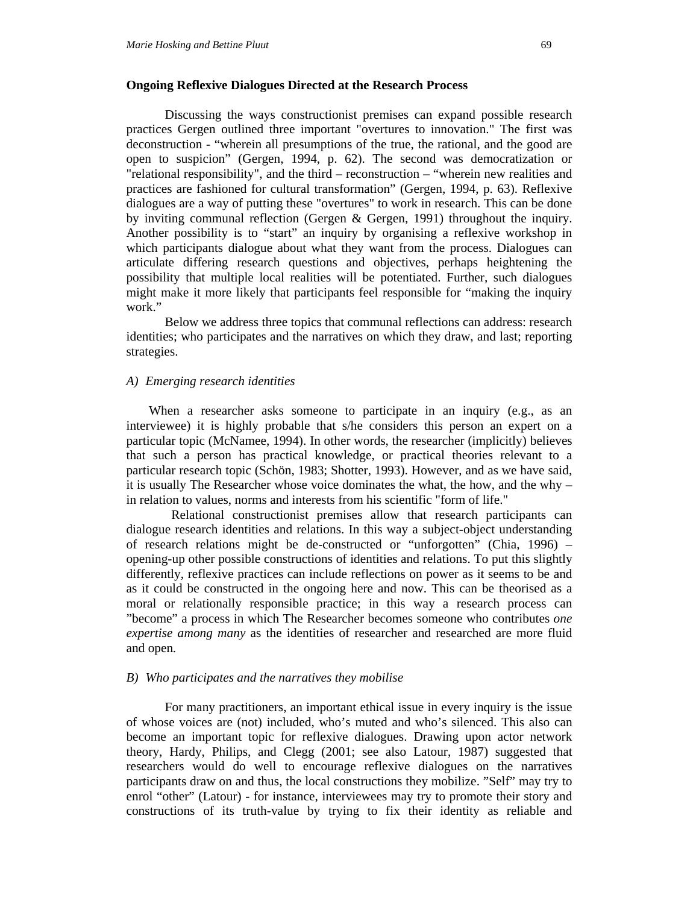**Ongoing Reflexive Dialogues Directed at the Research Process**

Discussing the ways constructionist premises can expand possible research practices Gergen outlined three important "overtures to innovation." The first was deconstruction - “wherein all presumptions of the true, the rational, and the good are open to suspicion” (Gergen, 1994, p. 62). The second was democratization or "relational responsibility", and the third – reconstruction – “wherein new realities and practices are fashioned for cultural transformation” (Gergen, 1994, p. 63). Reflexive dialogues are a way of putting these "overtures" to work in research. This can be done by inviting communal reflection (Gergen & Gergen, 1991) throughout the inquiry. Another possibility is to “start” an inquiry by organising a reflexive workshop in which participants dialogue about what they want from the process. Dialogues can articulate differing research questions and objectives, perhaps heightening the possibility that multiple local realities will be potentiated. Further, such dialogues might make it more likely that participants feel responsible for “making the inquiry work.”

Below we address three topics that communal reflections can address: research identities; who participates and the narratives on which they draw, and last; reporting strategies.

*A) Emerging research identities*

When a researcher asks someone to participate in an inquiry (e.g., as an interviewee) it is highly probable that s/he considers this person an expert on a particular topic (McNamee, 1994). In other words, the researcher (implicitly) believes that such a person has practical knowledge, or practical theories relevant to a particular research topic (Schön, 1983; Shotter, 1993). However, and as we have said, it is usually The Researcher whose voice dominates the what, the how, and the why – in relation to values, norms and interests from his scientific "form of life."

Relational constructionist premises allow that research participants can dialogue research identities and relations. In this way a subject-object understanding of research relations might be de-constructed or “unforgotten” (Chia, 1996) – opening-up other possible constructions of identities and relations. To put this slightly differently, reflexive practices can include reflections on power as it seems to be and as it could be constructed in the ongoing here and now. This can be theorised as a moral or relationally responsible practice; in this way a research process can ”become” a process in which The Researcher becomes someone who contributes *one expertise among many* as the identities of researcher and researched are more fluid and open.

*B) Who participates and the narratives they mobilise*

For many practitioners, an important ethical issue in every inquiry is the issue of whose voices are (not) included, who’s muted and who’s silenced. This also can become an important topic for reflexive dialogues. Drawing upon actor network theory, Hardy, Philips, and Clegg (2001; see also Latour, 1987) suggested that researchers would do well to encourage reflexive dialogues on the narratives participants draw on and thus, the local constructions they mobilize. ”Self” may try to enrol “other” (Latour) - for instance, interviewees may try to promote their story and constructions of its truth-value by trying to fix their identity as reliable and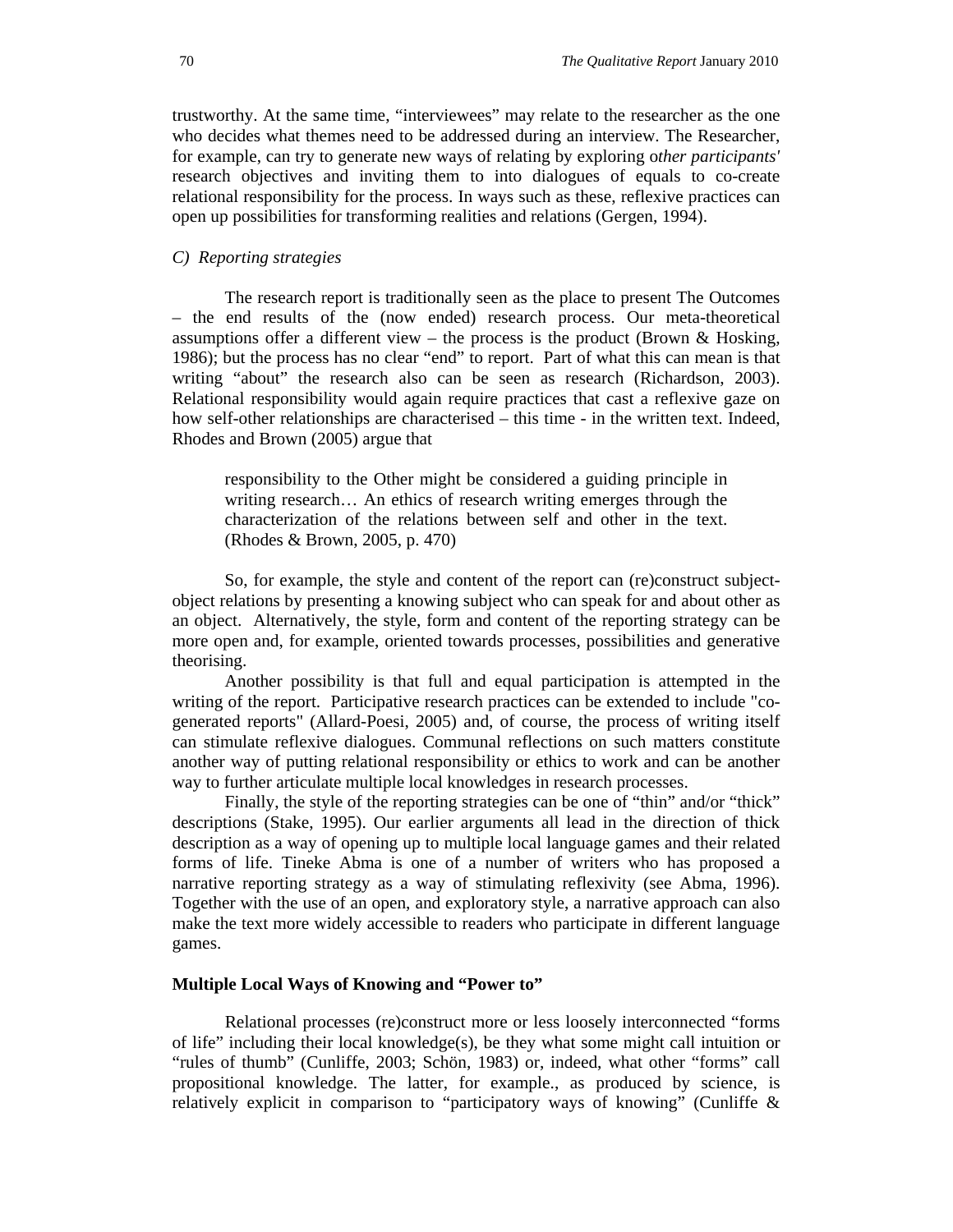trustworthy. At the same time, “interviewees” may relate to the researcher as the one who decides what themes need to be addressed during an interview. The Researcher, for example, can try to generate new ways of relating by exploring o*ther participants'* research objectives and inviting them to into dialogues of equals to co-create relational responsibility for the process. In ways such as these, reflexive practices can open up possibilities for transforming realities and relations (Gergen, 1994).

*C) Reporting strategies*

The research report is traditionally seen as the place to present The Outcomes – the end results of the (now ended) research process. Our meta-theoretical assumptions offer a different view – the process is the product (Brown & Hosking, 1986); but the process has no clear “end” to report. Part of what this can mean is that writing “about” the research also can be seen as research (Richardson, 2003). Relational responsibility would again require practices that cast a reflexive gaze on how self-other relationships are characterised – this time - in the written text. Indeed, Rhodes and Brown (2005) argue that

> responsibility to the Other might be considered a guiding principle in writing research… An ethics of research writing emerges through the characterization of the relations between self and other in the text. (Rhodes & Brown, 2005, p. 470)

So, for example, the style and content of the report can (re)construct subject-object relations by presenting a knowing subject who can speak for and about other as an object. Alternatively, the style, form and content of the reporting strategy can be more open and, for example, oriented towards processes, possibilities and generative theorising.

Another possibility is that full and equal participation is attempted in the writing of the report. Participative research practices can be extended to include "co-generated reports" (Allard-Poesi, 2005) and, of course, the process of writing itself can stimulate reflexive dialogues. Communal reflections on such matters constitute another way of putting relational responsibility or ethics to work and can be another way to further articulate multiple local knowledges in research processes.

Finally, the style of the reporting strategies can be one of “thin” and/or “thick” descriptions (Stake, 1995). Our earlier arguments all lead in the direction of thick description as a way of opening up to multiple local language games and their related forms of life. Tineke Abma is one of a number of writers who has proposed a narrative reporting strategy as a way of stimulating reflexivity (see Abma, 1996). Together with the use of an open, and exploratory style, a narrative approach can also make the text more widely accessible to readers who participate in different language games.

**Multiple Local Ways of Knowing and “Power to”**

Relational processes (re)construct more or less loosely interconnected “forms of life” including their local knowledge(s), be they what some might call intuition or “rules of thumb” (Cunliffe, 2003; Schön, 1983) or, indeed, what other “forms” call propositional knowledge. The latter, for example., as produced by science, is relatively explicit in comparison to “participatory ways of knowing” (Cunliffe &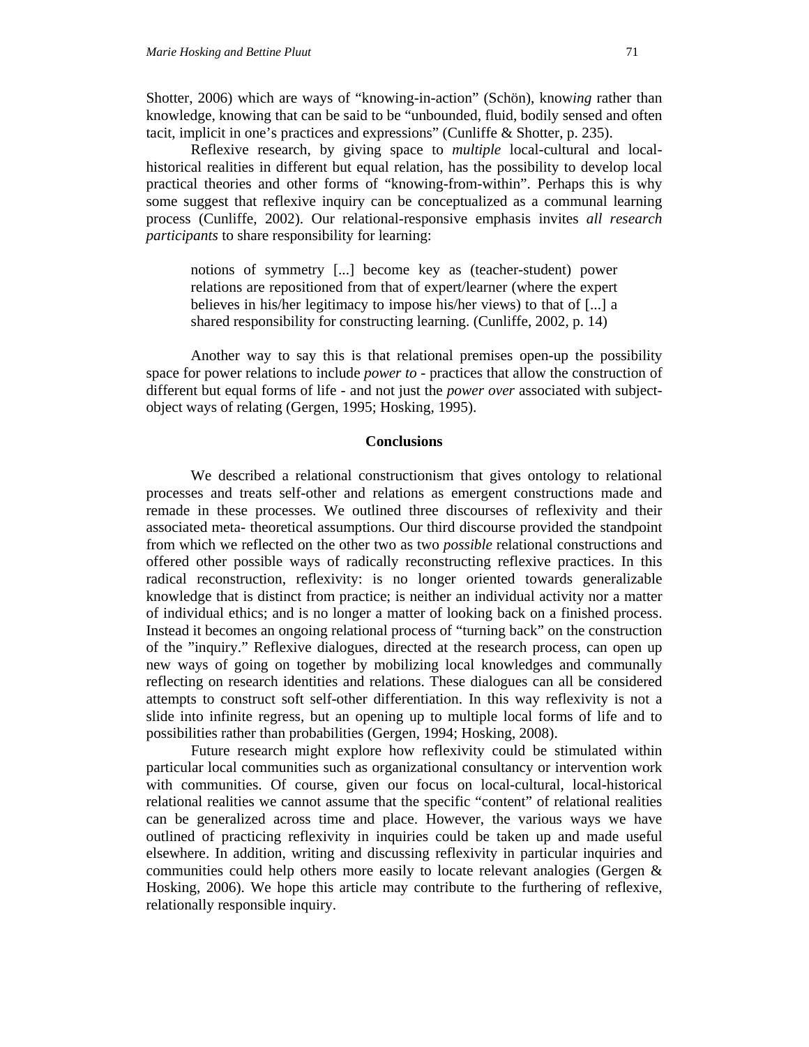Shotter, 2006) which are ways of "knowing-in-action" (Schön), know*ing* rather than knowledge, knowing that can be said to be "unbounded, fluid, bodily sensed and often tacit, implicit in one's practices and expressions" (Cunliffe & Shotter, p. 235).

Reflexive research, by giving space to *multiple* local-cultural and local-historical realities in different but equal relation, has the possibility to develop local practical theories and other forms of "knowing-from-within". Perhaps this is why some suggest that reflexive inquiry can be conceptualized as a communal learning process (Cunliffe, 2002). Our relational-responsive emphasis invites *all research participants* to share responsibility for learning:

> notions of symmetry [...] become key as (teacher-student) power relations are repositioned from that of expert/learner (where the expert believes in his/her legitimacy to impose his/her views) to that of [...] a shared responsibility for constructing learning. (Cunliffe, 2002, p. 14)

Another way to say this is that relational premises open-up the possibility space for power relations to include *power to* - practices that allow the construction of different but equal forms of life - and not just the *power over* associated with subject-object ways of relating (Gergen, 1995; Hosking, 1995).

## Conclusions

We described a relational constructionism that gives ontology to relational processes and treats self-other and relations as emergent constructions made and remade in these processes. We outlined three discourses of reflexivity and their associated meta- theoretical assumptions. Our third discourse provided the standpoint from which we reflected on the other two as two *possible* relational constructions and offered other possible ways of radically reconstructing reflexive practices. In this radical reconstruction, reflexivity: is no longer oriented towards generalizable knowledge that is distinct from practice; is neither an individual activity nor a matter of individual ethics; and is no longer a matter of looking back on a finished process. Instead it becomes an ongoing relational process of "turning back" on the construction of the "inquiry." Reflexive dialogues, directed at the research process, can open up new ways of going on together by mobilizing local knowledges and communally reflecting on research identities and relations. These dialogues can all be considered attempts to construct soft self-other differentiation. In this way reflexivity is not a slide into infinite regress, but an opening up to multiple local forms of life and to possibilities rather than probabilities (Gergen, 1994; Hosking, 2008).

Future research might explore how reflexivity could be stimulated within particular local communities such as organizational consultancy or intervention work with communities. Of course, given our focus on local-cultural, local-historical relational realities we cannot assume that the specific "content" of relational realities can be generalized across time and place. However, the various ways we have outlined of practicing reflexivity in inquiries could be taken up and made useful elsewhere. In addition, writing and discussing reflexivity in particular inquiries and communities could help others more easily to locate relevant analogies (Gergen & Hosking, 2006). We hope this article may contribute to the furthering of reflexive, relationally responsible inquiry.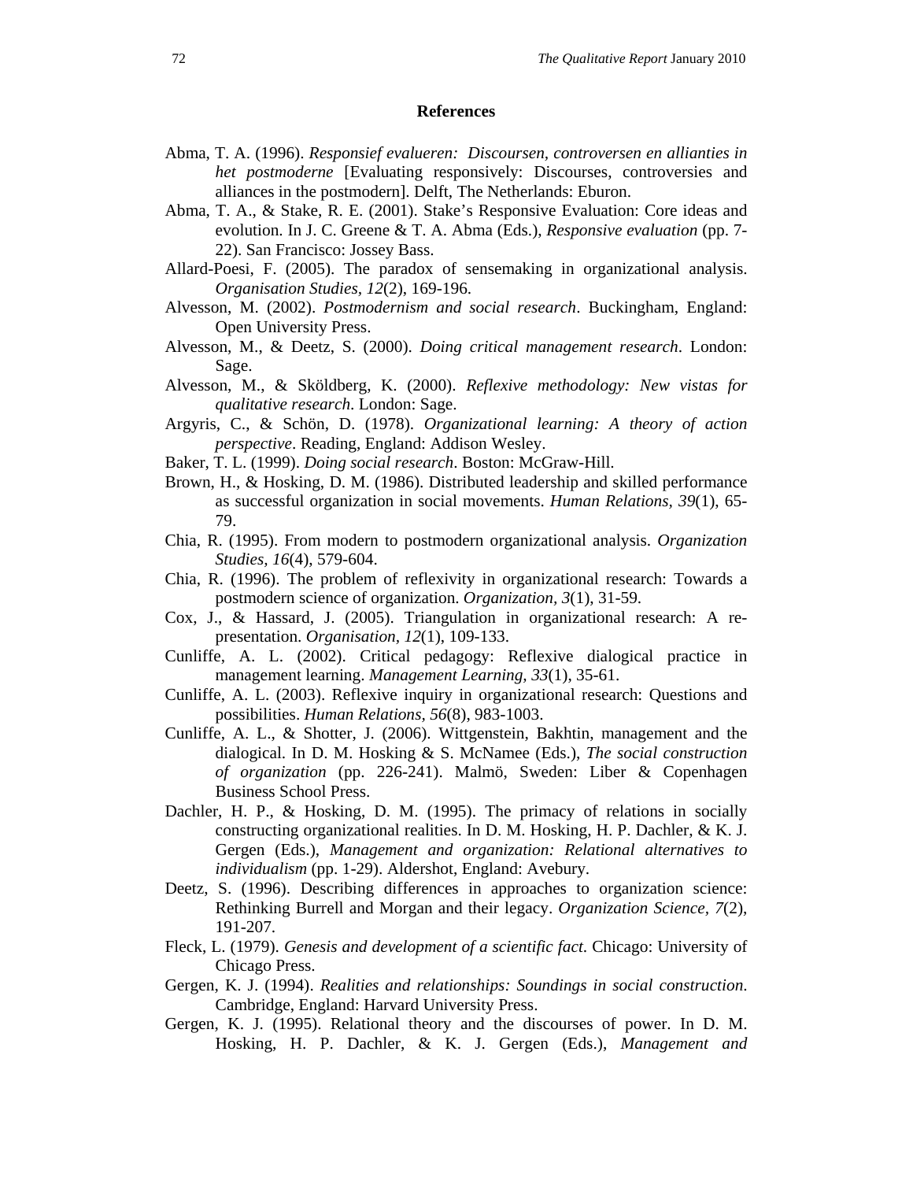## References

Abma, T. A. (1996). *Responsief evalueren: Discoursen, controversen en allianties in het postmoderne* [Evaluating responsively: Discourses, controversies and alliances in the postmodern]. Delft, The Netherlands: Eburon.

Abma, T. A., & Stake, R. E. (2001). Stake's Responsive Evaluation: Core ideas and evolution. In J. C. Greene & T. A. Abma (Eds.), *Responsive evaluation* (pp. 7-22). San Francisco: Jossey Bass.

Allard-Poesi, F. (2005). The paradox of sensemaking in organizational analysis. *Organisation Studies, 12*(2), 169-196.

Alvesson, M. (2002). *Postmodernism and social research*. Buckingham, England: Open University Press.

Alvesson, M., & Deetz, S. (2000). *Doing critical management research*. London: Sage.

Alvesson, M., & Sköldberg, K. (2000). *Reflexive methodology: New vistas for qualitative research*. London: Sage.

Argyris, C., & Schön, D. (1978). *Organizational learning: A theory of action perspective*. Reading, England: Addison Wesley.

Baker, T. L. (1999). *Doing social research*. Boston: McGraw-Hill.

Brown, H., & Hosking, D. M. (1986). Distributed leadership and skilled performance as successful organization in social movements. *Human Relations, 39*(1), 65-79.

Chia, R. (1995). From modern to postmodern organizational analysis. *Organization Studies, 16*(4), 579-604.

Chia, R. (1996). The problem of reflexivity in organizational research: Towards a postmodern science of organization. *Organization, 3*(1), 31-59.

Cox, J., & Hassard, J. (2005). Triangulation in organizational research: A re-presentation. *Organisation, 12*(1), 109-133.

Cunliffe, A. L. (2002). Critical pedagogy: Reflexive dialogical practice in management learning. *Management Learning, 33*(1), 35-61.

Cunliffe, A. L. (2003). Reflexive inquiry in organizational research: Questions and possibilities. *Human Relations, 56*(8), 983-1003.

Cunliffe, A. L., & Shotter, J. (2006). Wittgenstein, Bakhtin, management and the dialogical. In D. M. Hosking & S. McNamee (Eds.), *The social construction of organization* (pp. 226-241). Malmö, Sweden: Liber & Copenhagen Business School Press.

Dachler, H. P., & Hosking, D. M. (1995). The primacy of relations in socially constructing organizational realities. In D. M. Hosking, H. P. Dachler, & K. J. Gergen (Eds.), *Management and organization: Relational alternatives to individualism* (pp. 1-29). Aldershot, England: Avebury.

Deetz, S. (1996). Describing differences in approaches to organization science: Rethinking Burrell and Morgan and their legacy. *Organization Science, 7*(2), 191-207.

Fleck, L. (1979). *Genesis and development of a scientific fact*. Chicago: University of Chicago Press.

Gergen, K. J. (1994). *Realities and relationships: Soundings in social construction*. Cambridge, England: Harvard University Press.

Gergen, K. J. (1995). Relational theory and the discourses of power. In D. M. Hosking, H. P. Dachler, & K. J. Gergen (Eds.), *Management and*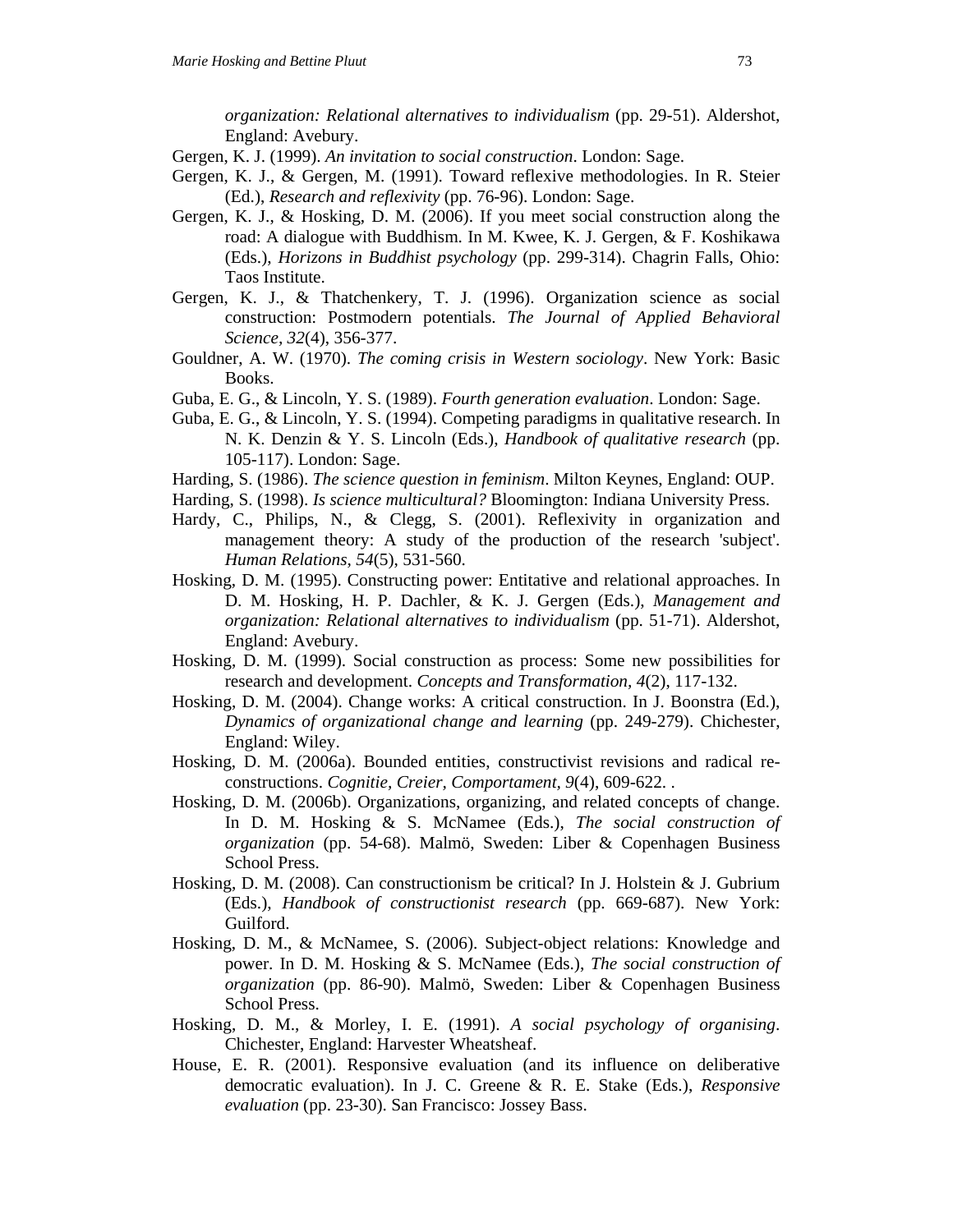*organization: Relational alternatives to individualism* (pp. 29-51). Aldershot, England: Avebury.

Gergen, K. J. (1999). *An invitation to social construction*. London: Sage.

Gergen, K. J., & Gergen, M. (1991). Toward reflexive methodologies. In R. Steier (Ed.), *Research and reflexivity* (pp. 76-96). London: Sage.

Gergen, K. J., & Hosking, D. M. (2006). If you meet social construction along the road: A dialogue with Buddhism. In M. Kwee, K. J. Gergen, & F. Koshikawa (Eds.), *Horizons in Buddhist psychology* (pp. 299-314). Chagrin Falls, Ohio: Taos Institute.

Gergen, K. J., & Thatchenkery, T. J. (1996). Organization science as social construction: Postmodern potentials. *The Journal of Applied Behavioral Science, 32*(4), 356-377.

Gouldner, A. W. (1970). *The coming crisis in Western sociology*. New York: Basic Books.

Guba, E. G., & Lincoln, Y. S. (1989). *Fourth generation evaluation*. London: Sage.

Guba, E. G., & Lincoln, Y. S. (1994). Competing paradigms in qualitative research. In N. K. Denzin & Y. S. Lincoln (Eds.), *Handbook of qualitative research* (pp. 105-117). London: Sage.

Harding, S. (1986). *The science question in feminism*. Milton Keynes, England: OUP.

Harding, S. (1998). *Is science multicultural?* Bloomington: Indiana University Press.

Hardy, C., Philips, N., & Clegg, S. (2001). Reflexivity in organization and management theory: A study of the production of the research 'subject'. *Human Relations, 54*(5), 531-560.

Hosking, D. M. (1995). Constructing power: Entitative and relational approaches. In D. M. Hosking, H. P. Dachler, & K. J. Gergen (Eds.), *Management and organization: Relational alternatives to individualism* (pp. 51-71). Aldershot, England: Avebury.

Hosking, D. M. (1999). Social construction as process: Some new possibilities for research and development. *Concepts and Transformation, 4*(2), 117-132.

Hosking, D. M. (2004). Change works: A critical construction. In J. Boonstra (Ed.), *Dynamics of organizational change and learning* (pp. 249-279). Chichester, England: Wiley.

Hosking, D. M. (2006a). Bounded entities, constructivist revisions and radical re-constructions. *Cognitie, Creier, Comportament, 9*(4), 609-622. .

Hosking, D. M. (2006b). Organizations, organizing, and related concepts of change. In D. M. Hosking & S. McNamee (Eds.), *The social construction of organization* (pp. 54-68). Malmö, Sweden: Liber & Copenhagen Business School Press.

Hosking, D. M. (2008). Can constructionism be critical? In J. Holstein & J. Gubrium (Eds.), *Handbook of constructionist research* (pp. 669-687). New York: Guilford.

Hosking, D. M., & McNamee, S. (2006). Subject-object relations: Knowledge and power. In D. M. Hosking & S. McNamee (Eds.), *The social construction of organization* (pp. 86-90). Malmö, Sweden: Liber & Copenhagen Business School Press.

Hosking, D. M., & Morley, I. E. (1991). *A social psychology of organising*. Chichester, England: Harvester Wheatsheaf.

House, E. R. (2001). Responsive evaluation (and its influence on deliberative democratic evaluation). In J. C. Greene & R. E. Stake (Eds.), *Responsive evaluation* (pp. 23-30). San Francisco: Jossey Bass.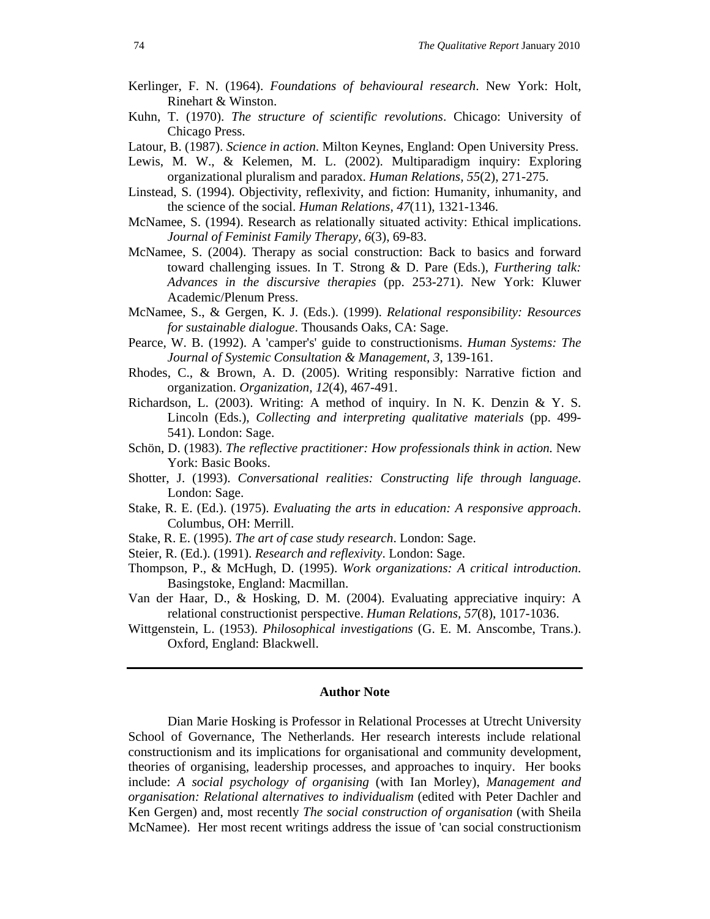Kerlinger, F. N. (1964). *Foundations of behavioural research*. New York: Holt, Rinehart & Winston.

Kuhn, T. (1970). *The structure of scientific revolutions*. Chicago: University of Chicago Press.

Latour, B. (1987). *Science in action*. Milton Keynes, England: Open University Press.

Lewis, M. W., & Kelemen, M. L. (2002). Multiparadigm inquiry: Exploring organizational pluralism and paradox. *Human Relations, 55*(2), 271-275.

Linstead, S. (1994). Objectivity, reflexivity, and fiction: Humanity, inhumanity, and the science of the social. *Human Relations*, *47*(11), 1321-1346.

McNamee, S. (1994). Research as relationally situated activity: Ethical implications. *Journal of Feminist Family Therapy, 6*(3), 69-83.

McNamee, S. (2004). Therapy as social construction: Back to basics and forward toward challenging issues. In T. Strong & D. Pare (Eds.), *Furthering talk: Advances in the discursive therapies* (pp. 253-271). New York: Kluwer Academic/Plenum Press.

McNamee, S., & Gergen, K. J. (Eds.). (1999). *Relational responsibility: Resources for sustainable dialogue*. Thousands Oaks, CA: Sage.

Pearce, W. B. (1992). A 'camper's' guide to constructionisms. *Human Systems: The Journal of Systemic Consultation & Management, 3,* 139-161.

Rhodes, C., & Brown, A. D. (2005). Writing responsibly: Narrative fiction and organization. *Organization, 12*(4), 467-491.

Richardson, L. (2003). Writing: A method of inquiry. In N. K. Denzin & Y. S. Lincoln (Eds.), *Collecting and interpreting qualitative materials* (pp. 499-541). London: Sage.

Schön, D. (1983). *The reflective practitioner: How professionals think in action.* New York: Basic Books.

Shotter, J. (1993). *Conversational realities: Constructing life through language*. London: Sage.

Stake, R. E. (Ed.). (1975). *Evaluating the arts in education: A responsive approach*. Columbus, OH: Merrill.

Stake, R. E. (1995). *The art of case study research*. London: Sage.

Steier, R. (Ed.). (1991). *Research and reflexivity*. London: Sage.

Thompson, P., & McHugh, D. (1995). *Work organizations: A critical introduction*. Basingstoke, England: Macmillan.

Van der Haar, D., & Hosking, D. M. (2004). Evaluating appreciative inquiry: A relational constructionist perspective. *Human Relations, 57*(8), 1017-1036.

Wittgenstein, L. (1953). *Philosophical investigations* (G. E. M. Anscombe, Trans.). Oxford, England: Blackwell.

---

## Author Note

Dian Marie Hosking is Professor in Relational Processes at Utrecht University School of Governance, The Netherlands. Her research interests include relational constructionism and its implications for organisational and community development, theories of organising, leadership processes, and approaches to inquiry. Her books include: *A social psychology of organising* (with Ian Morley), *Management and organisation: Relational alternatives to individualism* (edited with Peter Dachler and Ken Gergen) and, most recently *The social construction of organisation* (with Sheila McNamee). Her most recent writings address the issue of 'can social constructionism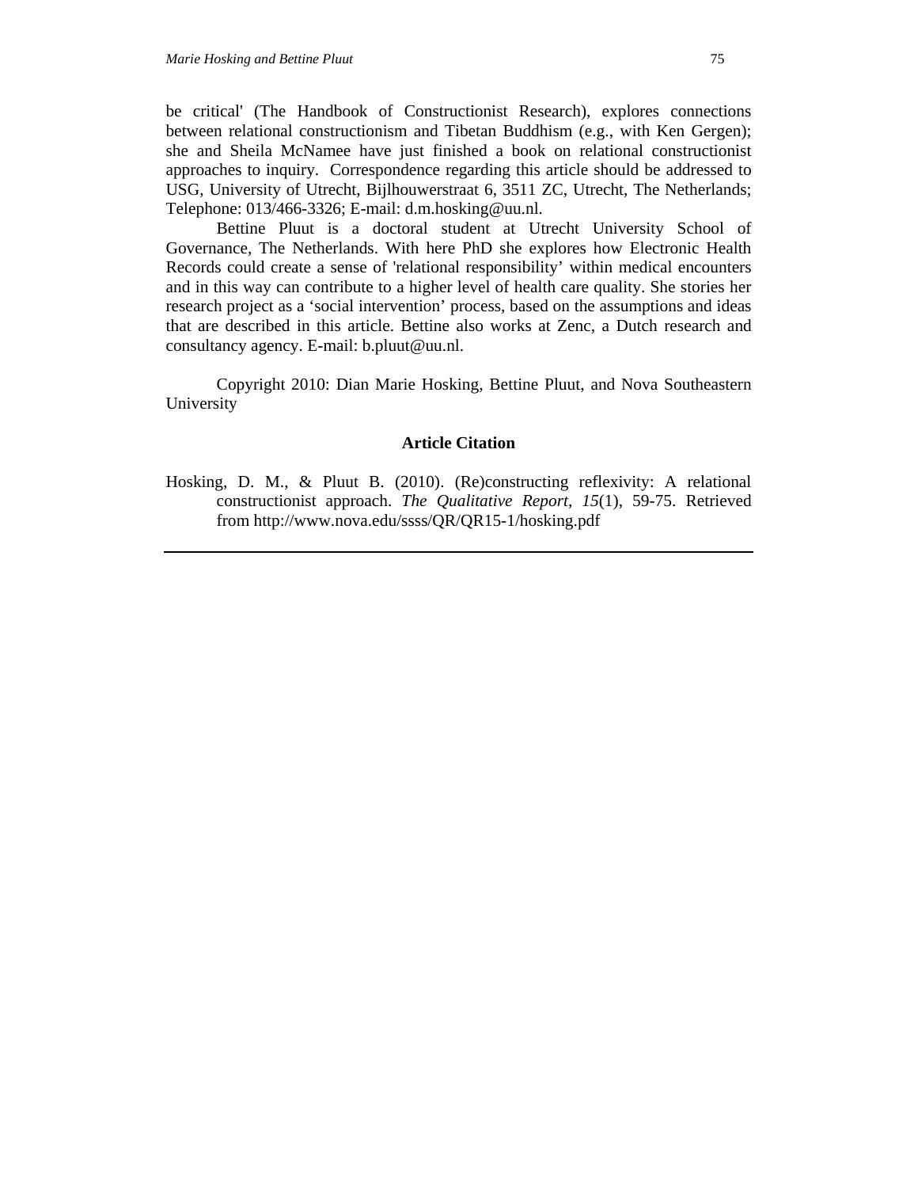be critical' (The Handbook of Constructionist Research), explores connections between relational constructionism and Tibetan Buddhism (e.g., with Ken Gergen); she and Sheila McNamee have just finished a book on relational constructionist approaches to inquiry. Correspondence regarding this article should be addressed to USG, University of Utrecht, Bijlhouwerstraat 6, 3511 ZC, Utrecht, The Netherlands; Telephone: 013/466-3326; E-mail: d.m.hosking@uu.nl.

Bettine Pluut is a doctoral student at Utrecht University School of Governance, The Netherlands. With here PhD she explores how Electronic Health Records could create a sense of 'relational responsibility' within medical encounters and in this way can contribute to a higher level of health care quality. She stories her research project as a 'social intervention' process, based on the assumptions and ideas that are described in this article. Bettine also works at Zenc, a Dutch research and consultancy agency. E-mail: b.pluut@uu.nl.

Copyright 2010: Dian Marie Hosking, Bettine Pluut, and Nova Southeastern University

**Article Citation**

Hosking, D. M., & Pluut B. (2010). (Re)constructing reflexivity: A relational constructionist approach. *The Qualitative Report*, *15*(1), 59-75. Retrieved from http://www.nova.edu/ssss/QR/QR15-1/hosking.pdf